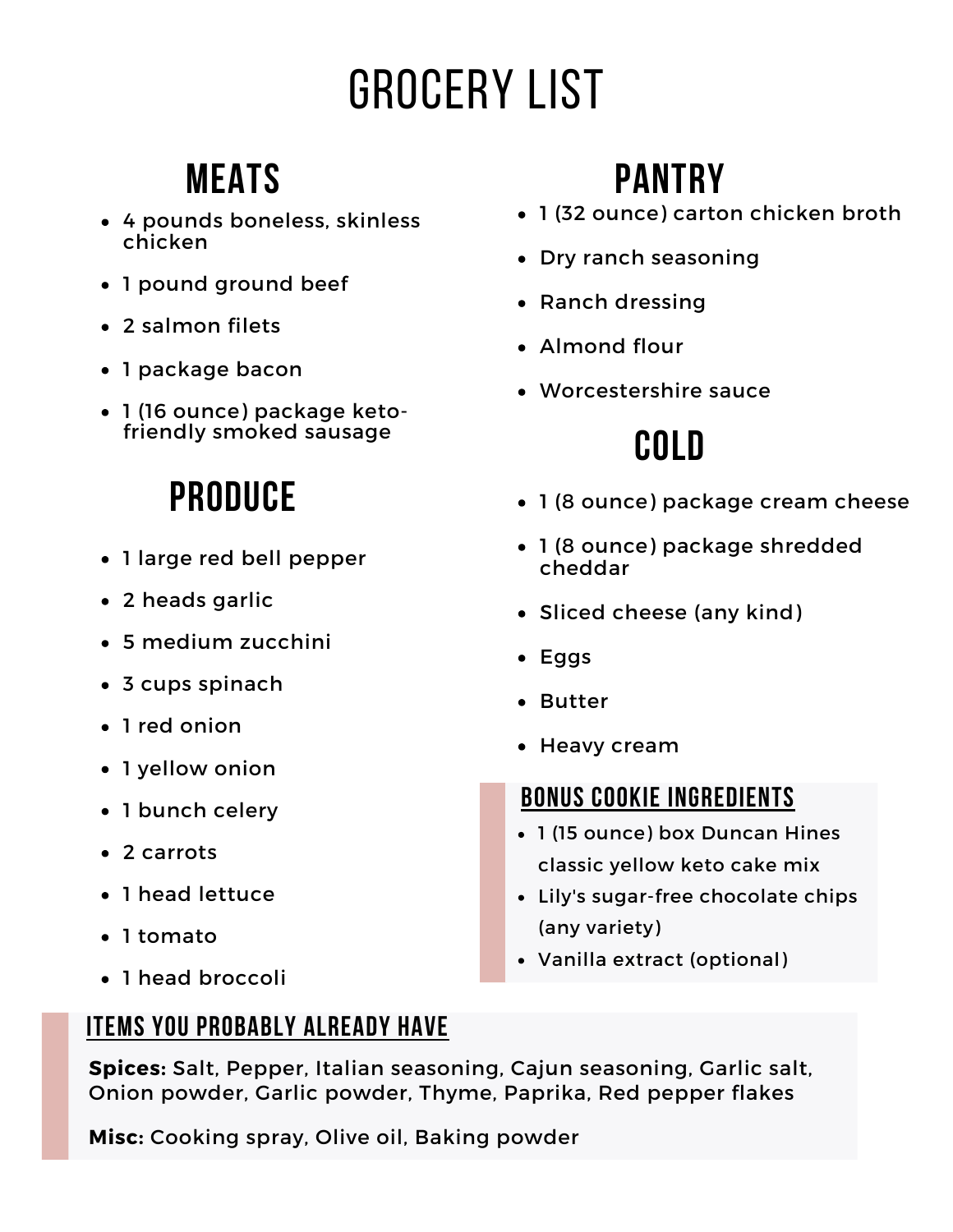# GROCERY LIST

## MEATS

- 4 pounds boneless, skinless chicken
- 1 pound ground beef
- 2 salmon filets
- 1 package bacon
- 1 (16 ounce) package keto-friendly smoked sausage

## PRODUCE

- 1 large red bell pepper
- 2 heads garlic
- 5 medium zucchini
- 3 cups spinach
- 1 red onion
- 1 yellow onion
- 1 bunch celery
- 2 carrots
- 1 head lettuce
- 1 tomato
- 1 head broccoli

## PANTRY

- 1 (32 ounce) carton chicken broth
- Dry ranch seasoning
- Ranch dressing
- Almond flour
- Worcestershire sauce

## COLD

- 1 (8 ounce) package cream cheese
- 1 (8 ounce) package shredded cheddar
- Sliced cheese (any kind)
- Eggs
- Butter
- Heavy cream

### BONUS COOKIE INGREDIENTS

- 1 (15 ounce) box Duncan Hines classic yellow keto cake mix
- Lily's sugar-free chocolate chips (any variety)
- Vanilla extract (optional)

### ITEMS YOU PROBABLY ALREADY HAVE

**Spices:** Salt, Pepper, Italian seasoning, Cajun seasoning, Garlic salt, Onion powder, Garlic powder, Thyme, Paprika, Red pepper flakes

**Misc:** Cooking spray, Olive oil, Baking powder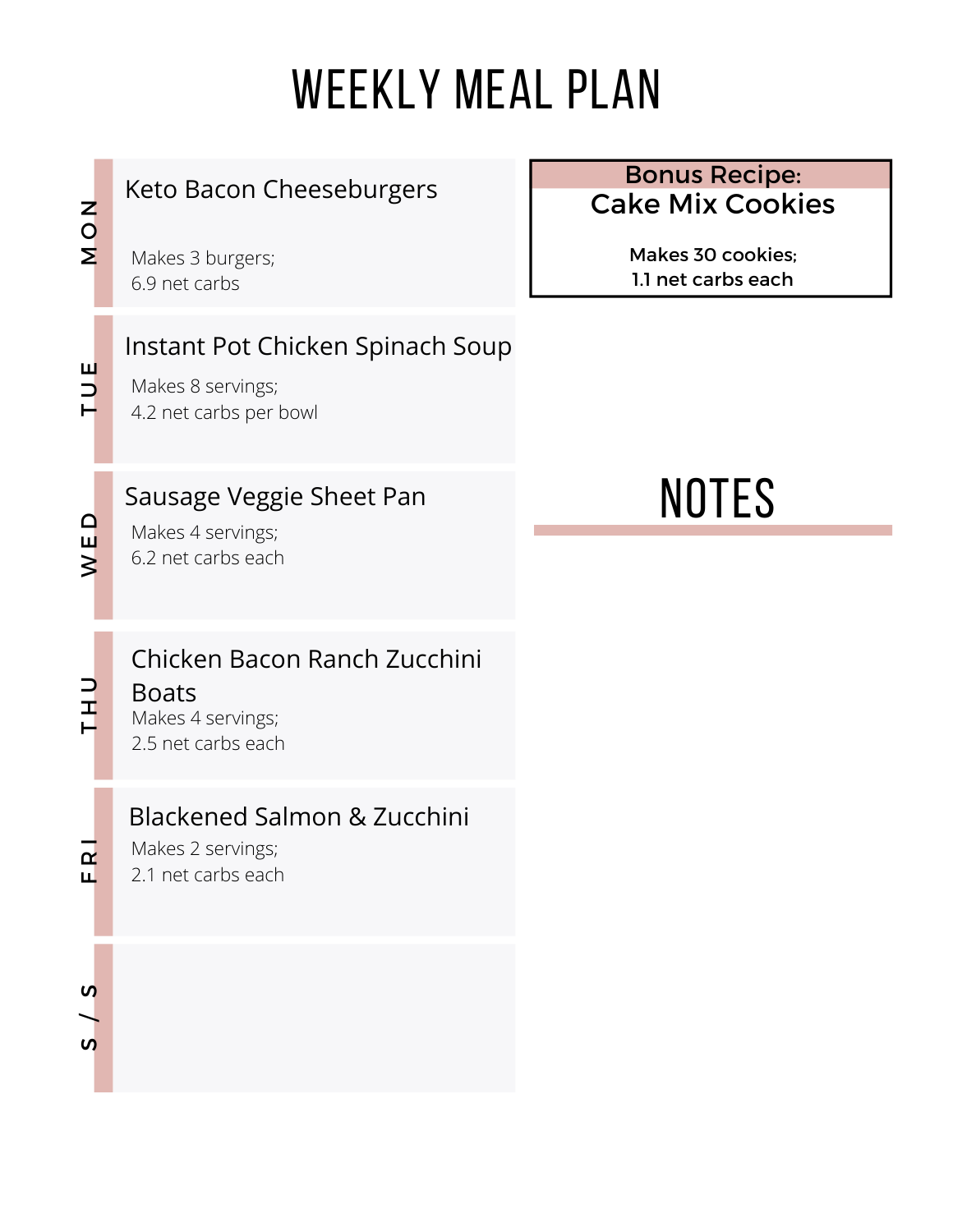# WEEKLY MEAL PLAN

**MON**

Keto Bacon Cheeseburgers

Makes 3 burgers;
6.9 net carbs

**TUE**

Instant Pot Chicken Spinach Soup

Makes 8 servings;
4.2 net carbs per bowl

**WED**

Sausage Veggie Sheet Pan

Makes 4 servings;
6.2 net carbs each

**THU**

Chicken Bacon Ranch Zucchini Boats

Makes 4 servings;
2.5 net carbs each

**FRI**

Blackened Salmon & Zucchini

Makes 2 servings;
2.1 net carbs each

**S / S**

**Bonus Recipe:**
**Cake Mix Cookies**

**Makes 30 cookies;**
**1.1 net carbs each**

# NOTES